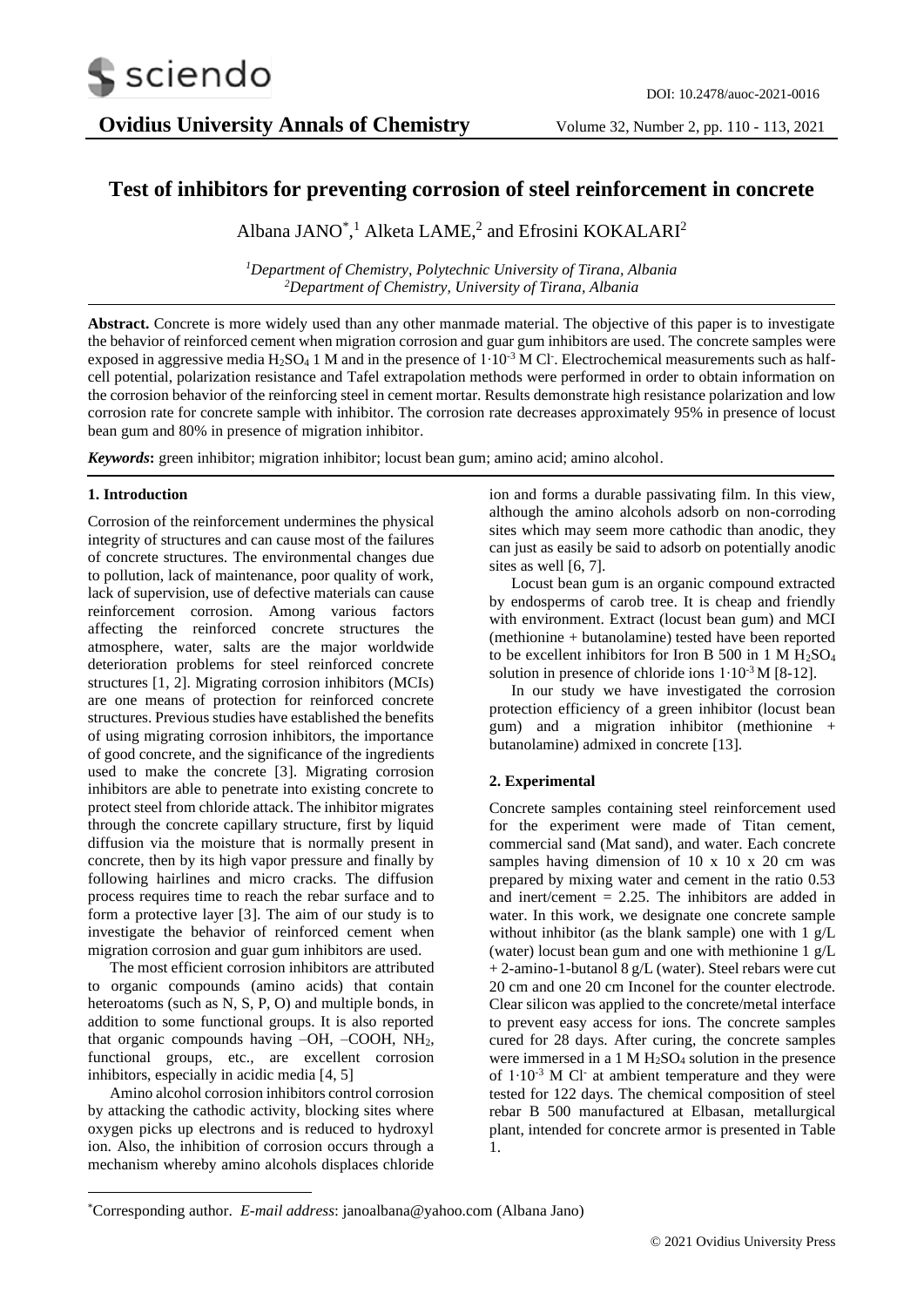# Test of inhibitors for preventing corrosion of steel reinforcement in concrete

Albana JANO*,[1] Alketa LAME,[2] and Efrosini KOKALARI[2]

[1]*Department of Chemistry, Polytechnic University of Tirana, Albania*
[2]*Department of Chemistry, University of Tirana, Albania*

**Abstract.** Concrete is more widely used than any other manmade material. The objective of this paper is to investigate the behavior of reinforced cement when migration corrosion and guar gum inhibitors are used. The concrete samples were exposed in aggressive media $H_2SO_4$ 1 M and in the presence of $1 \cdot 10^{-3}$ M $Cl^-$. Electrochemical measurements such as half-cell potential, polarization resistance and Tafel extrapolation methods were performed in order to obtain information on the corrosion behavior of the reinforcing steel in cement mortar. Results demonstrate high resistance polarization and low corrosion rate for concrete sample with inhibitor. The corrosion rate decreases approximately 95% in presence of locust bean gum and 80% in presence of migration inhibitor.

***Keywords*:** green inhibitor; migration inhibitor; locust bean gum; amino acid; amino alcohol.

## 1. Introduction

Corrosion of the reinforcement undermines the physical integrity of structures and can cause most of the failures of concrete structures. The environmental changes due to pollution, lack of maintenance, poor quality of work, lack of supervision, use of defective materials can cause reinforcement corrosion. Among various factors affecting the reinforced concrete structures the atmosphere, water, salts are the major worldwide deterioration problems for steel reinforced concrete structures [1, 2]. Migrating corrosion inhibitors (MCIs) are one means of protection for reinforced concrete structures. Previous studies have established the benefits of using migrating corrosion inhibitors, the importance of good concrete, and the significance of the ingredients used to make the concrete [3]. Migrating corrosion inhibitors are able to penetrate into existing concrete to protect steel from chloride attack. The inhibitor migrates through the concrete capillary structure, first by liquid diffusion via the moisture that is normally present in concrete, then by its high vapor pressure and finally by following hairlines and micro cracks. The diffusion process requires time to reach the rebar surface and to form a protective layer [3]. The aim of our study is to investigate the behavior of reinforced cement when migration corrosion and guar gum inhibitors are used.

The most efficient corrosion inhibitors are attributed to organic compounds (amino acids) that contain heteroatoms (such as N, S, P, O) and multiple bonds, in addition to some functional groups. It is also reported that organic compounds having –OH, –COOH, $NH_2$, functional groups, etc., are excellent corrosion inhibitors, especially in acidic media [4, 5]

Amino alcohol corrosion inhibitors control corrosion by attacking the cathodic activity, blocking sites where oxygen picks up electrons and is reduced to hydroxyl ion. Also, the inhibition of corrosion occurs through a mechanism whereby amino alcohols displaces chloride ion and forms a durable passivating film. In this view, although the amino alcohols adsorb on non-corroding sites which may seem more cathodic than anodic, they can just as easily be said to adsorb on potentially anodic sites as well [6, 7].

Locust bean gum is an organic compound extracted by endosperms of carob tree. It is cheap and friendly with environment. Extract (locust bean gum) and MCI (methionine + butanolamine) tested have been reported to be excellent inhibitors for Iron B 500 in 1 M $H_2SO_4$ solution in presence of chloride ions $1 \cdot 10^{-3}$ M [8-12].

In our study we have investigated the corrosion protection efficiency of a green inhibitor (locust bean gum) and a migration inhibitor (methionine + butanolamine) admixed in concrete [13].

## 2. Experimental

Concrete samples containing steel reinforcement used for the experiment were made of Titan cement, commercial sand (Mat sand), and water. Each concrete samples having dimension of 10 x 10 x 20 cm was prepared by mixing water and cement in the ratio 0.53 and inert/cement = 2.25. The inhibitors are added in water. In this work, we designate one concrete sample without inhibitor (as the blank sample) one with 1 g/L (water) locust bean gum and one with methionine 1 g/L + 2-amino-1-butanol 8 g/L (water). Steel rebars were cut 20 cm and one 20 cm Inconel for the counter electrode. Clear silicon was applied to the concrete/metal interface to prevent easy access for ions. The concrete samples cured for 28 days. After curing, the concrete samples were immersed in a 1 M $H_2SO_4$ solution in the presence of $1 \cdot 10^{-3}$ M $Cl^-$ at ambient temperature and they were tested for 122 days. The chemical composition of steel rebar B 500 manufactured at Elbasan, metallurgical plant, intended for concrete armor is presented in Table 1.

*Corresponding author. *E-mail address*: janoalbana@yahoo.com (Albana Jano)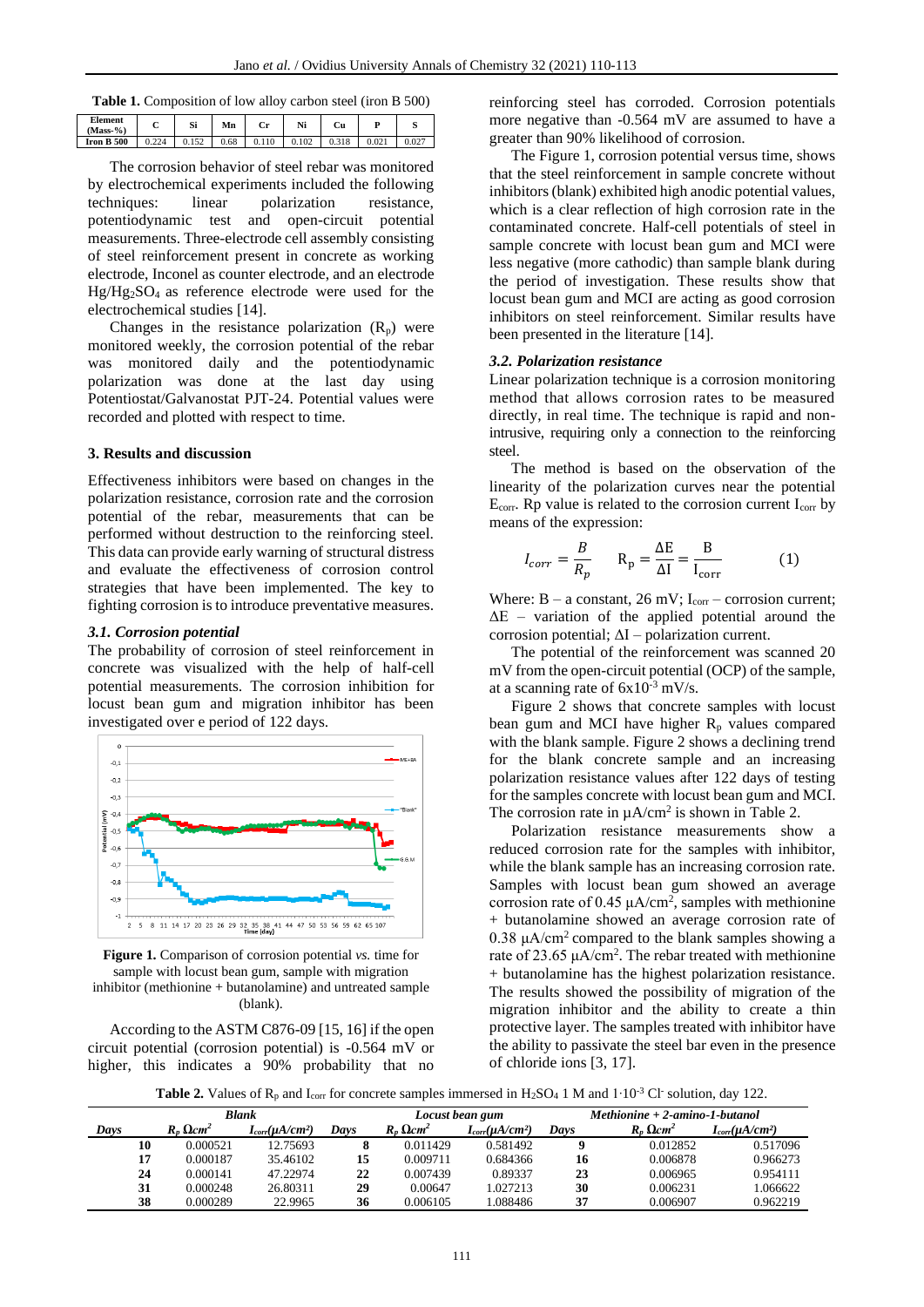**Table 1.** Composition of low alloy carbon steel (iron B 500)

| Element (Mass-%) | C | Si | Mn | Cr | Ni | Cu | P | S |
|---|---|---|---|---|---|---|---|---|
| Iron B 500 | 0.224 | 0.152 | 0.68 | 0.110 | 0.102 | 0.318 | 0.021 | 0.027 |

The corrosion behavior of steel rebar was monitored by electrochemical experiments included the following techniques: linear polarization resistance, potentiodynamic test and open-circuit potential measurements. Three-electrode cell assembly consisting of steel reinforcement present in concrete as working electrode, Inconel as counter electrode, and an electrode $Hg/Hg_2SO_4$ as reference electrode were used for the electrochemical studies [14].

Changes in the resistance polarization ($R_p$) were monitored weekly, the corrosion potential of the rebar was monitored daily and the potentiodynamic polarization was done at the last day using Potentiostat/Galvanostat PJT-24. Potential values were recorded and plotted with respect to time.

## 3. Results and discussion

Effectiveness inhibitors were based on changes in the polarization resistance, corrosion rate and the corrosion potential of the rebar, measurements that can be performed without destruction to the reinforcing steel. This data can provide early warning of structural distress and evaluate the effectiveness of corrosion control strategies that have been implemented. The key to fighting corrosion is to introduce preventative measures.

### *3.1. Corrosion potential*

The probability of corrosion of steel reinforcement in concrete was visualized with the help of half-cell potential measurements. The corrosion inhibition for locust bean gum and migration inhibitor has been investigated over e period of 122 days.

**Figure 1.** Comparison of corrosion potential *vs.* time for sample with locust bean gum, sample with migration inhibitor (methionine + butanolamine) and untreated sample (blank).

According to the ASTM C876-09 [15, 16] if the open circuit potential (corrosion potential) is -0.564 mV or higher, this indicates a 90% probability that no reinforcing steel has corroded. Corrosion potentials more negative than -0.564 mV are assumed to have a greater than 90% likelihood of corrosion.

The Figure 1, corrosion potential versus time, shows that the steel reinforcement in sample concrete without inhibitors (blank) exhibited high anodic potential values, which is a clear reflection of high corrosion rate in the contaminated concrete. Half-cell potentials of steel in sample concrete with locust bean gum and MCI were less negative (more cathodic) than sample blank during the period of investigation. These results show that locust bean gum and MCI are acting as good corrosion inhibitors on steel reinforcement. Similar results have been presented in the literature [14].

### *3.2. Polarization resistance*

Linear polarization technique is a corrosion monitoring method that allows corrosion rates to be measured directly, in real time. The technique is rapid and non-intrusive, requiring only a connection to the reinforcing steel.

The method is based on the observation of the linearity of the polarization curves near the potential $E_{corr}$. Rp value is related to the corrosion current $I_{corr}$ by means of the expression:

$$I_{corr} = \frac{B}{R_p} \qquad R_p = \frac{\Delta E}{\Delta I} = \frac{B}{I_{corr}} \qquad (1)$$

Where: B – a constant, 26 mV; $I_{corr}$ – corrosion current; $\Delta E$ – variation of the applied potential around the corrosion potential; $\Delta I$ – polarization current.

The potential of the reinforcement was scanned 20 mV from the open-circuit potential (OCP) of the sample, at a scanning rate of $6x10^{-3}$ mV/s.

Figure 2 shows that concrete samples with locust bean gum and MCI have higher $R_p$ values compared with the blank sample. Figure 2 shows a declining trend for the blank concrete sample and an increasing polarization resistance values after 122 days of testing for the samples concrete with locust bean gum and MCI. The corrosion rate in $\mu A/cm^2$ is shown in Table 2.

Polarization resistance measurements show a reduced corrosion rate for the samples with inhibitor, while the blank sample has an increasing corrosion rate. Samples with locust bean gum showed an average corrosion rate of 0.45 $\mu A/cm^2$, samples with methionine + butanolamine showed an average corrosion rate of 0.38 $\mu A/cm^2$ compared to the blank samples showing a rate of 23.65 $\mu A/cm^2$. The rebar treated with methionine + butanolamine has the highest polarization resistance. The results showed the possibility of migration of the migration inhibitor and the ability to create a thin protective layer. The samples treated with inhibitor have the ability to passivate the steel bar even in the presence of chloride ions [3, 17].

**Table 2.** Values of $R_p$ and $I_{corr}$ for concrete samples immersed in $H_2SO_4$ 1 M and $1 \cdot 10^{-3}$ $Cl^-$ solution, day 122.

| | Blank | | | Locust bean gum | | | Methionine + 2-amino-1-butanol | |
|---|---|---|---|---|---|---|---|---|
| *Days* | $R_p$ $\Omega cm^2$ | $I_{corr}(\mu A/cm^2)$ | *Days* | $R_p$ $\Omega cm^2$ | $I_{corr}(\mu A/cm^2)$ | *Days* | $R_p$ $\Omega cm^2$ | $I_{corr}(\mu A/cm^2)$ |
| **10** | 0.000521 | 12.75693 | **8** | 0.011429 | 0.581492 | **9** | 0.012852 | 0.517096 |
| **17** | 0.000187 | 35.46102 | **15** | 0.009711 | 0.684366 | **16** | 0.006878 | 0.966273 |
| **24** | 0.000141 | 47.22974 | **22** | 0.007439 | 0.89337 | **23** | 0.006965 | 0.954111 |
| **31** | 0.000248 | 26.80311 | **29** | 0.00647 | 1.027213 | **30** | 0.006231 | 1.066622 |
| **38** | 0.000289 | 22.9965 | **36** | 0.006105 | 1.088486 | **37** | 0.006907 | 0.962219 |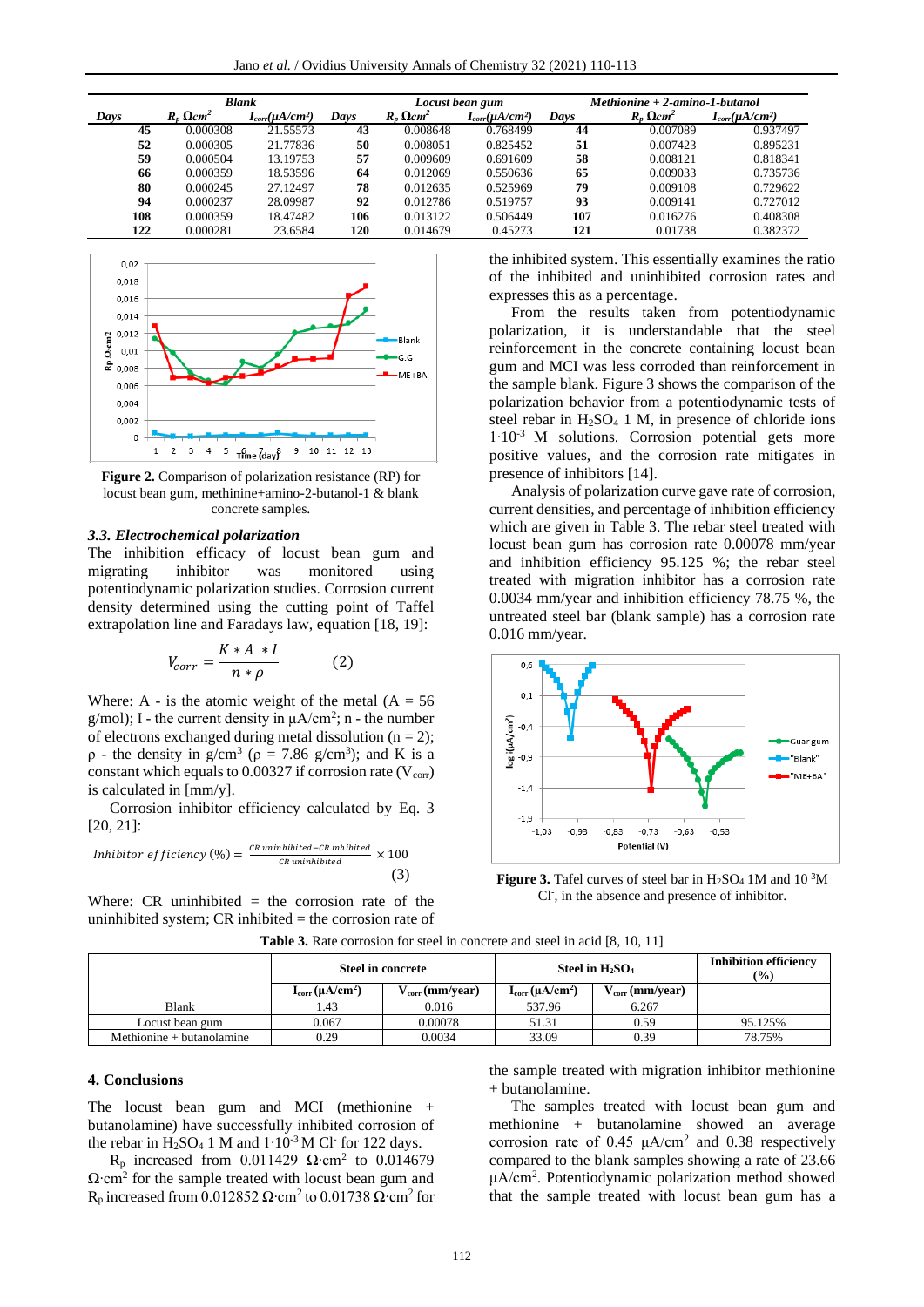| Blank | | | Locust bean gum | | | Methionine + 2-amino-1-butanol | | |
|---|---|---|---|---|---|---|---|---|
| Days | $R_p$ $\Omega cm^2$ | $I_{corr}$($\mu A/cm^2$) | Days | $R_p$ $\Omega cm^2$ | $I_{corr}$($\mu A/cm^2$) | Days | $R_p$ $\Omega cm^2$ | $I_{corr}$($\mu A/cm^2$) |
| **45** | 0.000308 | 21.55573 | **43** | 0.008648 | 0.768499 | **44** | 0.007089 | 0.937497 |
| **52** | 0.000305 | 21.77836 | **50** | 0.008051 | 0.825452 | **51** | 0.007423 | 0.895231 |
| **59** | 0.000504 | 13.19753 | **57** | 0.009609 | 0.691609 | **58** | 0.008121 | 0.818341 |
| **66** | 0.000359 | 18.53596 | **64** | 0.012069 | 0.550636 | **65** | 0.009033 | 0.735736 |
| **80** | 0.000245 | 27.12497 | **78** | 0.012635 | 0.525969 | **79** | 0.009108 | 0.729622 |
| **94** | 0.000237 | 28.09987 | **92** | 0.012786 | 0.519757 | **93** | 0.009141 | 0.727012 |
| **108** | 0.000359 | 18.47482 | **106** | 0.013122 | 0.506449 | **107** | 0.016276 | 0.408308 |
| **122** | 0.000281 | 23.6584 | **120** | 0.014679 | 0.45273 | **121** | 0.01738 | 0.382372 |

**Figure 2.** Comparison of polarization resistance (RP) for locust bean gum, methinine+amino-2-butanol-1 & blank concrete samples.

### *3.3. Electrochemical polarization*

The inhibition efficacy of locust bean gum and migrating inhibitor was monitored using potentiodynamic polarization studies. Corrosion current density determined using the cutting point of Taffel extrapolation line and Faradays law, equation [18, 19]:

$$V_{corr} = \frac{K * A * I}{n * \rho} \qquad (2)$$

Where: A - is the atomic weight of the metal (A = 56 g/mol); I - the current density in $\mu A/cm^2$; n - the number of electrons exchanged during metal dissolution (n = 2); $\rho$ - the density in $g/cm^3$ ($\rho$ = 7.86 $g/cm^3$); and K is a constant which equals to 0.00327 if corrosion rate ($V_{corr}$) is calculated in [mm/y].

Corrosion inhibitor efficiency calculated by Eq. 3 [20, 21]:

$$Inhibitor\ efficiency\ (\%) = \frac{CR\ uninhibited - CR\ inhibited}{CR\ uninhibited} \times 100 \qquad (3)$$

Where: CR uninhibited = the corrosion rate of the uninhibited system; CR inhibited = the corrosion rate of the inhibited system. This essentially examines the ratio of the inhibited and uninhibited corrosion rates and expresses this as a percentage.

From the results taken from potentiodynamic polarization, it is understandable that the steel reinforcement in the concrete containing locust bean gum and MCI was less corroded than reinforcement in the sample blank. Figure 3 shows the comparison of the polarization behavior from a potentiodynamic tests of steel rebar in $H_2SO_4$ 1 M, in presence of chloride ions $1 \cdot 10^{-3}$ M solutions. Corrosion potential gets more positive values, and the corrosion rate mitigates in presence of inhibitors [14].

Analysis of polarization curve gave rate of corrosion, current densities, and percentage of inhibition efficiency which are given in Table 3. The rebar steel treated with locust bean gum has corrosion rate 0.00078 mm/year and inhibition efficiency 95.125 %; the rebar steel treated with migration inhibitor has a corrosion rate 0.0034 mm/year and inhibition efficiency 78.75 %, the untreated steel bar (blank sample) has a corrosion rate 0.016 mm/year.

**Figure 3.** Tafel curves of steel bar in $H_2SO_4$ 1M and $10^{-3}$M $Cl^-$, in the absence and presence of inhibitor.

**Table 3.** Rate corrosion for steel in concrete and steel in acid [8, 10, 11]

| | Steel in concrete | | Steel in $H_2SO_4$ | | Inhibition efficiency (%) |
|---|---|---|---|---|---|
| | $I_{corr}$ ($\mu A/cm^2$) | $V_{corr}$ (mm/year) | $I_{corr}$ ($\mu A/cm^2$) | $V_{corr}$ (mm/year) | |
| Blank | 1.43 | 0.016 | 537.96 | 6.267 | |
| Locust bean gum | 0.067 | 0.00078 | 51.31 | 0.59 | 95.125% |
| Methionine + butanolamine | 0.29 | 0.0034 | 33.09 | 0.39 | 78.75% |

## 4. Conclusions

The locust bean gum and MCI (methionine + butanolamine) have successfully inhibited corrosion of the rebar in $H_2SO_4$ 1 M and $1 \cdot 10^{-3}$ M $Cl^-$ for 122 days.

$R_p$ increased from 0.011429 $\Omega \cdot cm^2$ to 0.014679 $\Omega \cdot cm^2$ for the sample treated with locust bean gum and $R_p$ increased from 0.012852 $\Omega \cdot cm^2$ to 0.01738 $\Omega \cdot cm^2$ for the sample treated with migration inhibitor methionine + butanolamine.

The samples treated with locust bean gum and methionine + butanolamine showed an average corrosion rate of 0.45 $\mu A/cm^2$ and 0.38 respectively compared to the blank samples showing a rate of 23.66 $\mu A/cm^2$. Potentiodynamic polarization method showed that the sample treated with locust bean gum has a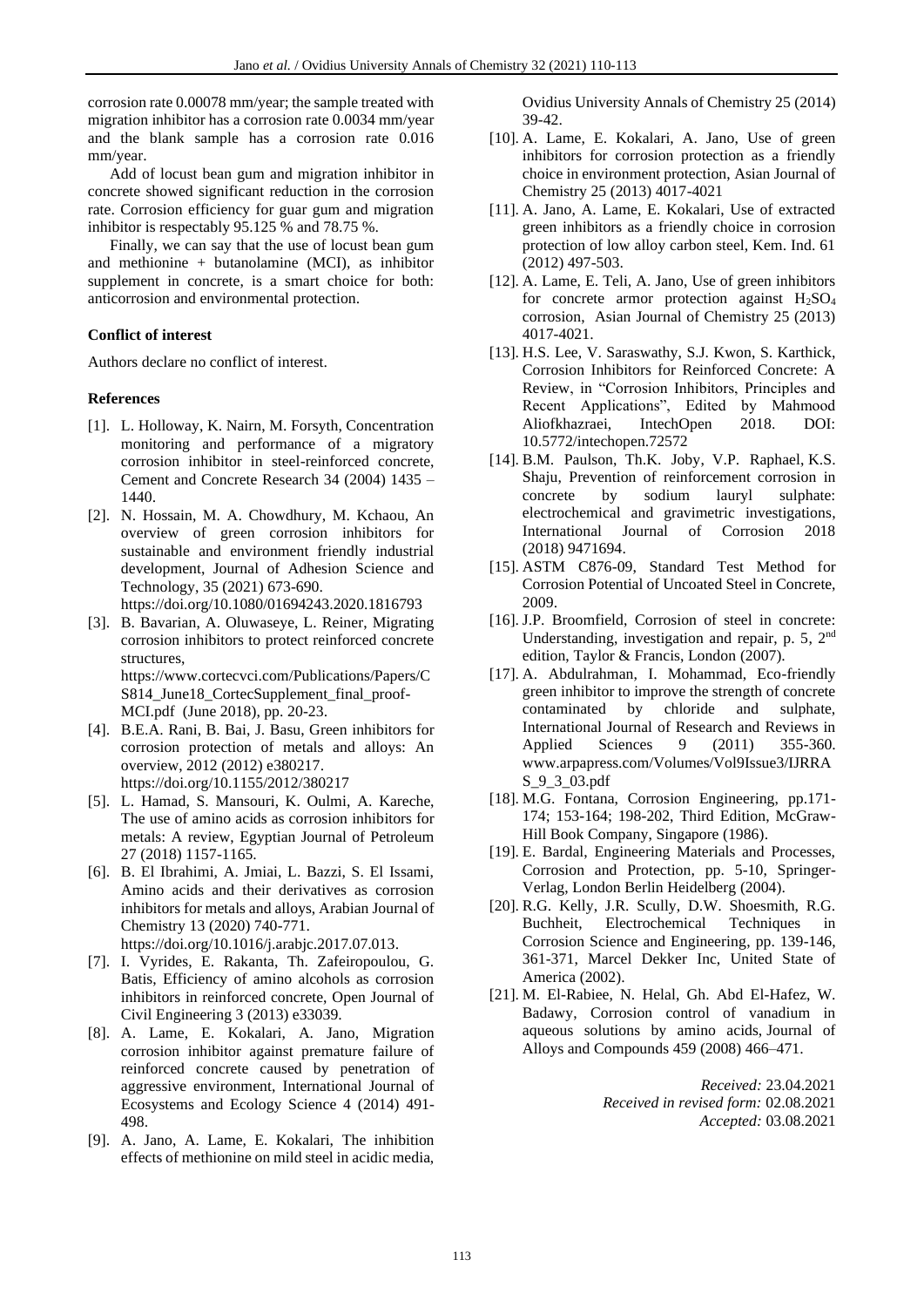corrosion rate 0.00078 mm/year; the sample treated with migration inhibitor has a corrosion rate 0.0034 mm/year and the blank sample has a corrosion rate 0.016 mm/year.

Add of locust bean gum and migration inhibitor in concrete showed significant reduction in the corrosion rate. Corrosion efficiency for guar gum and migration inhibitor is respectably 95.125 % and 78.75 %.

Finally, we can say that the use of locust bean gum and methionine + butanolamine (MCI), as inhibitor supplement in concrete, is a smart choice for both: anticorrosion and environmental protection.

**Conflict of interest**

Authors declare no conflict of interest.

**References**

[1]. L. Holloway, K. Nairn, M. Forsyth, Concentration monitoring and performance of a migratory corrosion inhibitor in steel-reinforced concrete, Cement and Concrete Research 34 (2004) 1435 – 1440.

[2]. N. Hossain, M. A. Chowdhury, M. Kchaou, An overview of green corrosion inhibitors for sustainable and environment friendly industrial development, Journal of Adhesion Science and Technology, 35 (2021) 673-690. https://doi.org/10.1080/01694243.2020.1816793

[3]. B. Bavarian, A. Oluwaseye, L. Reiner, Migrating corrosion inhibitors to protect reinforced concrete structures, https://www.cortecvci.com/Publications/Papers/CS814_June18_CortecSupplement_final_proof-MCI.pdf (June 2018), pp. 20-23.

[4]. B.E.A. Rani, B. Bai, J. Basu, Green inhibitors for corrosion protection of metals and alloys: An overview, 2012 (2012) e380217. https://doi.org/10.1155/2012/380217

[5]. L. Hamad, S. Mansouri, K. Oulmi, A. Kareche, The use of amino acids as corrosion inhibitors for metals: A review, Egyptian Journal of Petroleum 27 (2018) 1157-1165.

[6]. B. El Ibrahimi, A. Jmiai, L. Bazzi, S. El Issami, Amino acids and their derivatives as corrosion inhibitors for metals and alloys, Arabian Journal of Chemistry 13 (2020) 740-771. https://doi.org/10.1016/j.arabjc.2017.07.013.

[7]. I. Vyrides, E. Rakanta, Th. Zafeiropoulou, G. Batis, Efficiency of amino alcohols as corrosion inhibitors in reinforced concrete, Open Journal of Civil Engineering 3 (2013) e33039.

[8]. A. Lame, E. Kokalari, A. Jano, Migration corrosion inhibitor against premature failure of reinforced concrete caused by penetration of aggressive environment, International Journal of Ecosystems and Ecology Science 4 (2014) 491-498.

[9]. A. Jano, A. Lame, E. Kokalari, The inhibition effects of methionine on mild steel in acidic media, Ovidius University Annals of Chemistry 25 (2014) 39-42.

[10]. A. Lame, E. Kokalari, A. Jano, Use of green inhibitors for corrosion protection as a friendly choice in environment protection, Asian Journal of Chemistry 25 (2013) 4017-4021

[11]. A. Jano, A. Lame, E. Kokalari, Use of extracted green inhibitors as a friendly choice in corrosion protection of low alloy carbon steel, Kem. Ind. 61 (2012) 497-503.

[12]. A. Lame, E. Teli, A. Jano, Use of green inhibitors for concrete armor protection against $H_2SO_4$ corrosion, Asian Journal of Chemistry 25 (2013) 4017-4021.

[13]. H.S. Lee, V. Saraswathy, S.J. Kwon, S. Karthick, Corrosion Inhibitors for Reinforced Concrete: A Review, in "Corrosion Inhibitors, Principles and Recent Applications", Edited by Mahmood Aliofkhazraei, IntechOpen 2018. DOI: 10.5772/intechopen.72572

[14]. B.M. Paulson, Th.K. Joby, V.P. Raphael, K.S. Shaju, Prevention of reinforcement corrosion in concrete by sodium lauryl sulphate: electrochemical and gravimetric investigations, International Journal of Corrosion 2018 (2018) 9471694.

[15]. ASTM C876-09, Standard Test Method for Corrosion Potential of Uncoated Steel in Concrete, 2009.

[16]. J.P. Broomfield, Corrosion of steel in concrete: Understanding, investigation and repair, p. 5, 2nd edition, Taylor & Francis, London (2007).

[17]. A. Abdulrahman, I. Mohammad, Eco-friendly green inhibitor to improve the strength of concrete contaminated by chloride and sulphate, International Journal of Research and Reviews in Applied Sciences 9 (2011) 355-360. www.arpapress.com/Volumes/Vol9Issue3/IJRRAS_9_3_03.pdf

[18]. M.G. Fontana, Corrosion Engineering, pp.171-174; 153-164; 198-202, Third Edition, McGraw-Hill Book Company, Singapore (1986).

[19]. E. Bardal, Engineering Materials and Processes, Corrosion and Protection, pp. 5-10, Springer-Verlag, London Berlin Heidelberg (2004).

[20]. R.G. Kelly, J.R. Scully, D.W. Shoesmith, R.G. Buchheit, Electrochemical Techniques in Corrosion Science and Engineering, pp. 139-146, 361-371, Marcel Dekker Inc, United State of America (2002).

[21]. M. El-Rabiee, N. Helal, Gh. Abd El-Hafez, W. Badawy, Corrosion control of vanadium in aqueous solutions by amino acids, Journal of Alloys and Compounds 459 (2008) 466–471.

*Received:* 23.04.2021
*Received in revised form:* 02.08.2021
*Accepted:* 03.08.2021